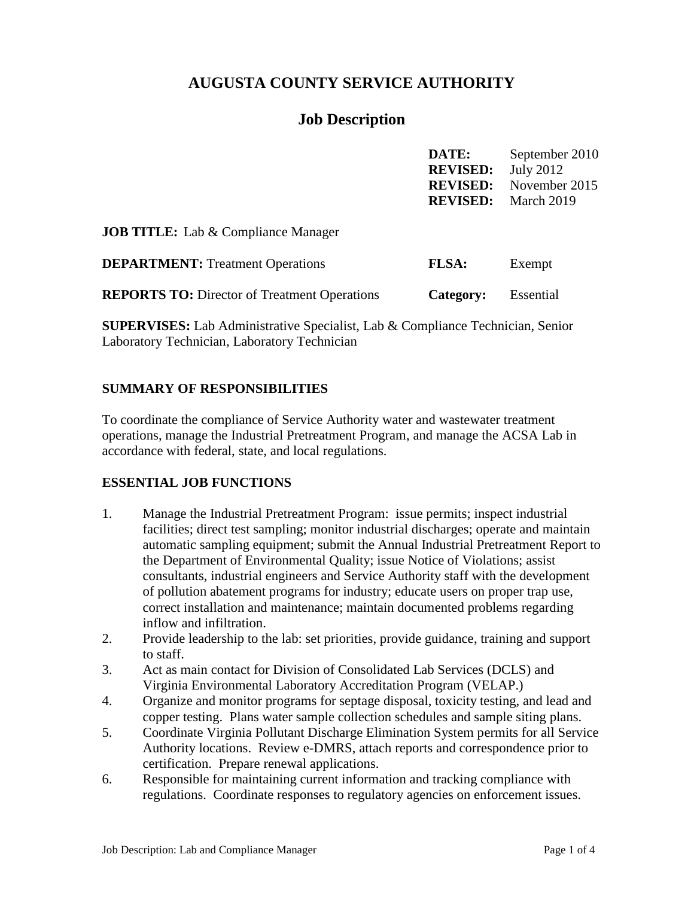# AUGUSTA COUNTY SERVICE AUTHORITY

## Job Description

| | |
|---|---|
| **DATE:** | September 2010 |
| **REVISED:** | July 2012 |
| **REVISED:** | November 2015 |
| **REVISED:** | March 2019 |

**JOB TITLE:** Lab & Compliance Manager

**DEPARTMENT:** Treatment Operations — **FLSA:** Exempt

**REPORTS TO:** Director of Treatment Operations — **Category:** Essential

**SUPERVISES:** Lab Administrative Specialist, Lab & Compliance Technician, Senior Laboratory Technician, Laboratory Technician

### SUMMARY OF RESPONSIBILITIES

To coordinate the compliance of Service Authority water and wastewater treatment operations, manage the Industrial Pretreatment Program, and manage the ACSA Lab in accordance with federal, state, and local regulations.

### ESSENTIAL JOB FUNCTIONS

1. Manage the Industrial Pretreatment Program: issue permits; inspect industrial facilities; direct test sampling; monitor industrial discharges; operate and maintain automatic sampling equipment; submit the Annual Industrial Pretreatment Report to the Department of Environmental Quality; issue Notice of Violations; assist consultants, industrial engineers and Service Authority staff with the development of pollution abatement programs for industry; educate users on proper trap use, correct installation and maintenance; maintain documented problems regarding inflow and infiltration.
2. Provide leadership to the lab: set priorities, provide guidance, training and support to staff.
3. Act as main contact for Division of Consolidated Lab Services (DCLS) and Virginia Environmental Laboratory Accreditation Program (VELAP.)
4. Organize and monitor programs for septage disposal, toxicity testing, and lead and copper testing. Plans water sample collection schedules and sample siting plans.
5. Coordinate Virginia Pollutant Discharge Elimination System permits for all Service Authority locations. Review e-DMRS, attach reports and correspondence prior to certification. Prepare renewal applications.
6. Responsible for maintaining current information and tracking compliance with regulations. Coordinate responses to regulatory agencies on enforcement issues.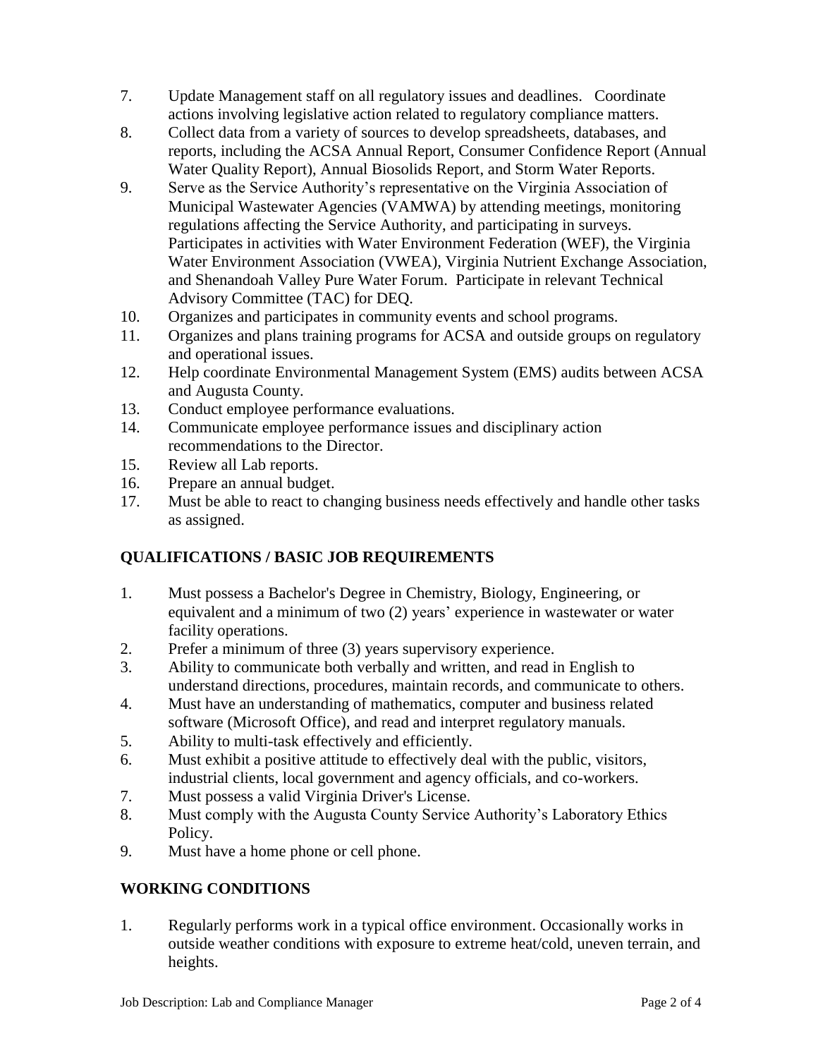7. Update Management staff on all regulatory issues and deadlines. Coordinate actions involving legislative action related to regulatory compliance matters.
8. Collect data from a variety of sources to develop spreadsheets, databases, and reports, including the ACSA Annual Report, Consumer Confidence Report (Annual Water Quality Report), Annual Biosolids Report, and Storm Water Reports.
9. Serve as the Service Authority's representative on the Virginia Association of Municipal Wastewater Agencies (VAMWA) by attending meetings, monitoring regulations affecting the Service Authority, and participating in surveys. Participates in activities with Water Environment Federation (WEF), the Virginia Water Environment Association (VWEA), Virginia Nutrient Exchange Association, and Shenandoah Valley Pure Water Forum. Participate in relevant Technical Advisory Committee (TAC) for DEQ.
10. Organizes and participates in community events and school programs.
11. Organizes and plans training programs for ACSA and outside groups on regulatory and operational issues.
12. Help coordinate Environmental Management System (EMS) audits between ACSA and Augusta County.
13. Conduct employee performance evaluations.
14. Communicate employee performance issues and disciplinary action recommendations to the Director.
15. Review all Lab reports.
16. Prepare an annual budget.
17. Must be able to react to changing business needs effectively and handle other tasks as assigned.

## QUALIFICATIONS / BASIC JOB REQUIREMENTS

1. Must possess a Bachelor's Degree in Chemistry, Biology, Engineering, or equivalent and a minimum of two (2) years' experience in wastewater or water facility operations.
2. Prefer a minimum of three (3) years supervisory experience.
3. Ability to communicate both verbally and written, and read in English to understand directions, procedures, maintain records, and communicate to others.
4. Must have an understanding of mathematics, computer and business related software (Microsoft Office), and read and interpret regulatory manuals.
5. Ability to multi-task effectively and efficiently.
6. Must exhibit a positive attitude to effectively deal with the public, visitors, industrial clients, local government and agency officials, and co-workers.
7. Must possess a valid Virginia Driver's License.
8. Must comply with the Augusta County Service Authority's Laboratory Ethics Policy.
9. Must have a home phone or cell phone.

## WORKING CONDITIONS

1. Regularly performs work in a typical office environment. Occasionally works in outside weather conditions with exposure to extreme heat/cold, uneven terrain, and heights.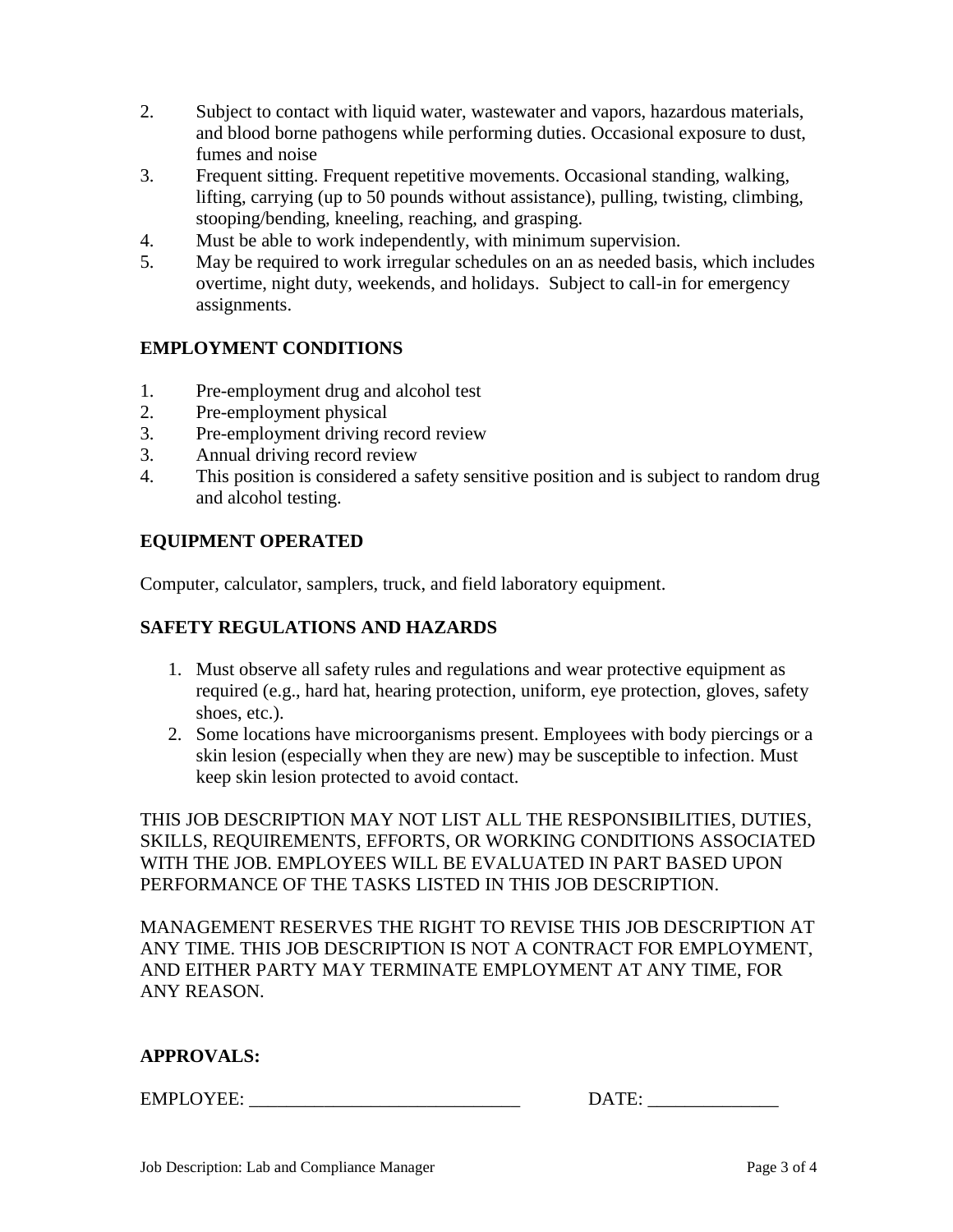2. Subject to contact with liquid water, wastewater and vapors, hazardous materials, and blood borne pathogens while performing duties. Occasional exposure to dust, fumes and noise
3. Frequent sitting. Frequent repetitive movements. Occasional standing, walking, lifting, carrying (up to 50 pounds without assistance), pulling, twisting, climbing, stooping/bending, kneeling, reaching, and grasping.
4. Must be able to work independently, with minimum supervision.
5. May be required to work irregular schedules on an as needed basis, which includes overtime, night duty, weekends, and holidays. Subject to call-in for emergency assignments.

**EMPLOYMENT CONDITIONS**

1. Pre-employment drug and alcohol test
2. Pre-employment physical
3. Pre-employment driving record review
3. Annual driving record review
4. This position is considered a safety sensitive position and is subject to random drug and alcohol testing.

**EQUIPMENT OPERATED**

Computer, calculator, samplers, truck, and field laboratory equipment.

**SAFETY REGULATIONS AND HAZARDS**

1. Must observe all safety rules and regulations and wear protective equipment as required (e.g., hard hat, hearing protection, uniform, eye protection, gloves, safety shoes, etc.).
2. Some locations have microorganisms present. Employees with body piercings or a skin lesion (especially when they are new) may be susceptible to infection. Must keep skin lesion protected to avoid contact.

THIS JOB DESCRIPTION MAY NOT LIST ALL THE RESPONSIBILITIES, DUTIES, SKILLS, REQUIREMENTS, EFFORTS, OR WORKING CONDITIONS ASSOCIATED WITH THE JOB. EMPLOYEES WILL BE EVALUATED IN PART BASED UPON PERFORMANCE OF THE TASKS LISTED IN THIS JOB DESCRIPTION.

MANAGEMENT RESERVES THE RIGHT TO REVISE THIS JOB DESCRIPTION AT ANY TIME. THIS JOB DESCRIPTION IS NOT A CONTRACT FOR EMPLOYMENT, AND EITHER PARTY MAY TERMINATE EMPLOYMENT AT ANY TIME, FOR ANY REASON.

**APPROVALS:**

EMPLOYEE: _____________________________ DATE: ______________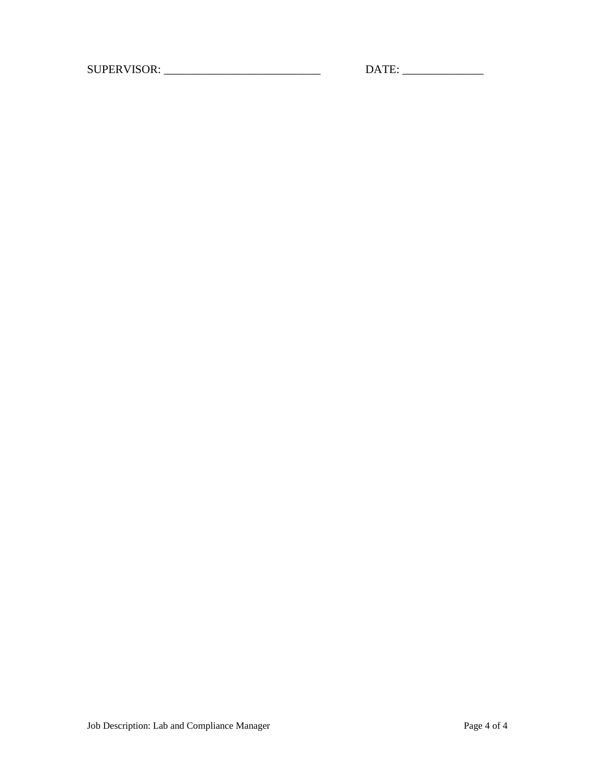SUPERVISOR: ___________________________ DATE: ______________